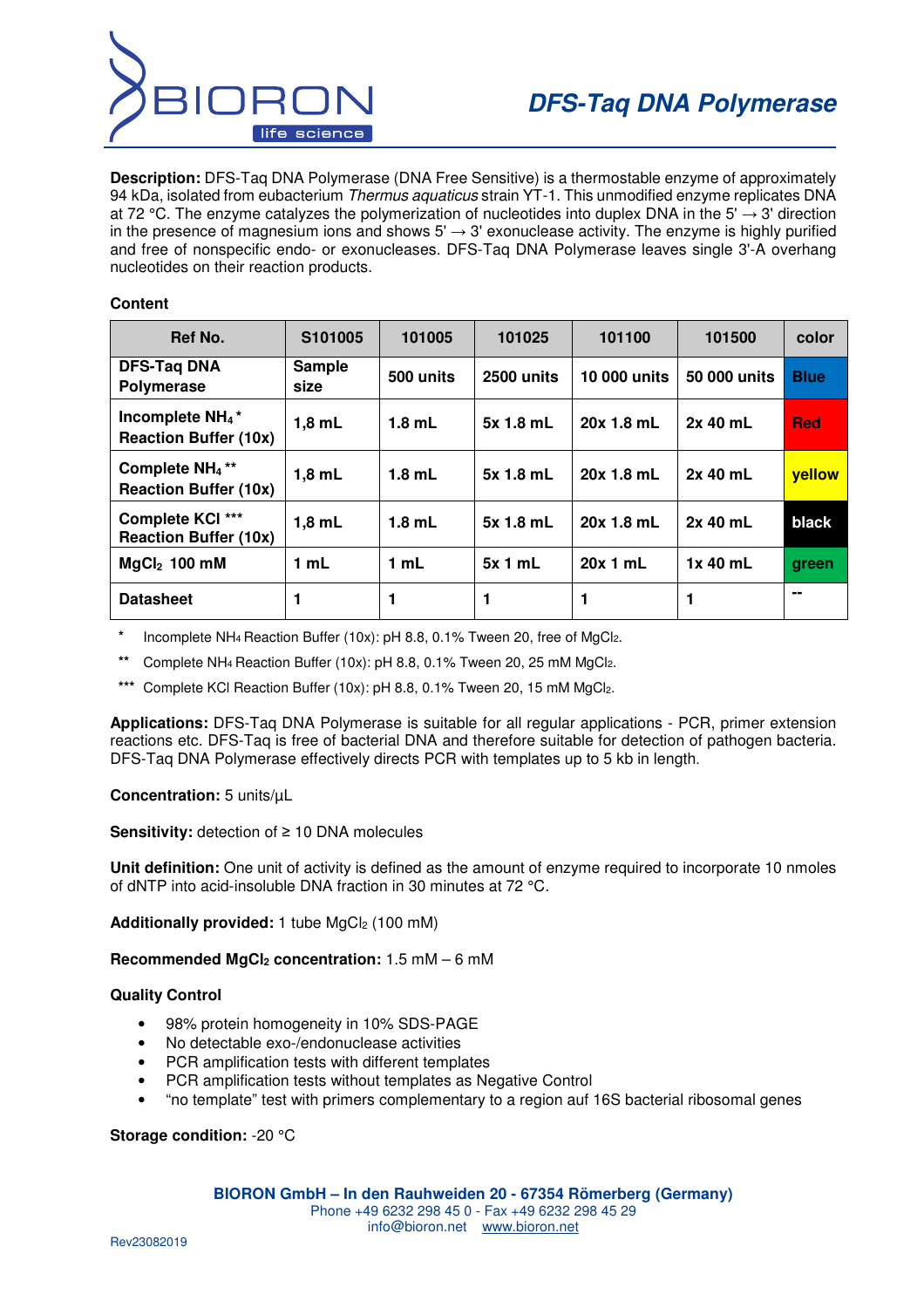# DFS-Taq DNA Polymerase

**Description:** DFS-Taq DNA Polymerase (DNA Free Sensitive) is a thermostable enzyme of approximately 94 kDa, isolated from eubacterium *Thermus aquaticus* strain YT-1. This unmodified enzyme replicates DNA at 72 °C. The enzyme catalyzes the polymerization of nucleotides into duplex DNA in the 5' → 3' direction in the presence of magnesium ions and shows 5' → 3' exonuclease activity. The enzyme is highly purified and free of nonspecific endo- or exonucleases. DFS-Taq DNA Polymerase leaves single 3'-A overhang nucleotides on their reaction products.

**Content**

| Ref No. | S101005 | 101005 | 101025 | 101100 | 101500 | color |
|---|---|---|---|---|---|---|
| **DFS-Taq DNA Polymerase** | **Sample size** | **500 units** | **2500 units** | **10 000 units** | **50 000 units** | **Blue** |
| **Incomplete $NH_4$ * Reaction Buffer (10x)** | **1,8 mL** | **1.8 mL** | **5x 1.8 mL** | **20x 1.8 mL** | **2x 40 mL** | **Red** |
| **Complete $NH_4$ ** Reaction Buffer (10x)** | **1,8 mL** | **1.8 mL** | **5x 1.8 mL** | **20x 1.8 mL** | **2x 40 mL** | **yellow** |
| **Complete KCl *** Reaction Buffer (10x)** | **1,8 mL** | **1.8 mL** | **5x 1.8 mL** | **20x 1.8 mL** | **2x 40 mL** | **black** |
| **$MgCl_2$ 100 mM** | **1 mL** | **1 mL** | **5x 1 mL** | **20x 1 mL** | **1x 40 mL** | **green** |
| **Datasheet** | **1** | **1** | **1** | **1** | **1** | **--** |

\* Incomplete $NH_4$ Reaction Buffer (10x): pH 8.8, 0.1% Tween 20, free of $MgCl_2$.

\*\* Complete $NH_4$ Reaction Buffer (10x): pH 8.8, 0.1% Tween 20, 25 mM $MgCl_2$.

\*\*\* Complete KCl Reaction Buffer (10x): pH 8.8, 0.1% Tween 20, 15 mM $MgCl_2$.

**Applications:** DFS-Taq DNA Polymerase is suitable for all regular applications - PCR, primer extension reactions etc. DFS-Taq is free of bacterial DNA and therefore suitable for detection of pathogen bacteria. DFS-Taq DNA Polymerase effectively directs PCR with templates up to 5 kb in length.

**Concentration:** 5 units/µL

**Sensitivity:** detection of ≥ 10 DNA molecules

**Unit definition:** One unit of activity is defined as the amount of enzyme required to incorporate 10 nmoles of dNTP into acid-insoluble DNA fraction in 30 minutes at 72 °C.

**Additionally provided:** 1 tube $MgCl_2$ (100 mM)

**Recommended $MgCl_2$ concentration:** 1.5 mM – 6 mM

**Quality Control**

- 98% protein homogeneity in 10% SDS-PAGE
- No detectable exo-/endonuclease activities
- PCR amplification tests with different templates
- PCR amplification tests without templates as Negative Control
- "no template" test with primers complementary to a region auf 16S bacterial ribosomal genes

**Storage condition:** -20 °C

**BIORON GmbH – In den Rauhweiden 20 - 67354 Römerberg (Germany)**
Phone +49 6232 298 45 0 - Fax +49 6232 298 45 29
info@bioron.net www.bioron.net

Rev23082019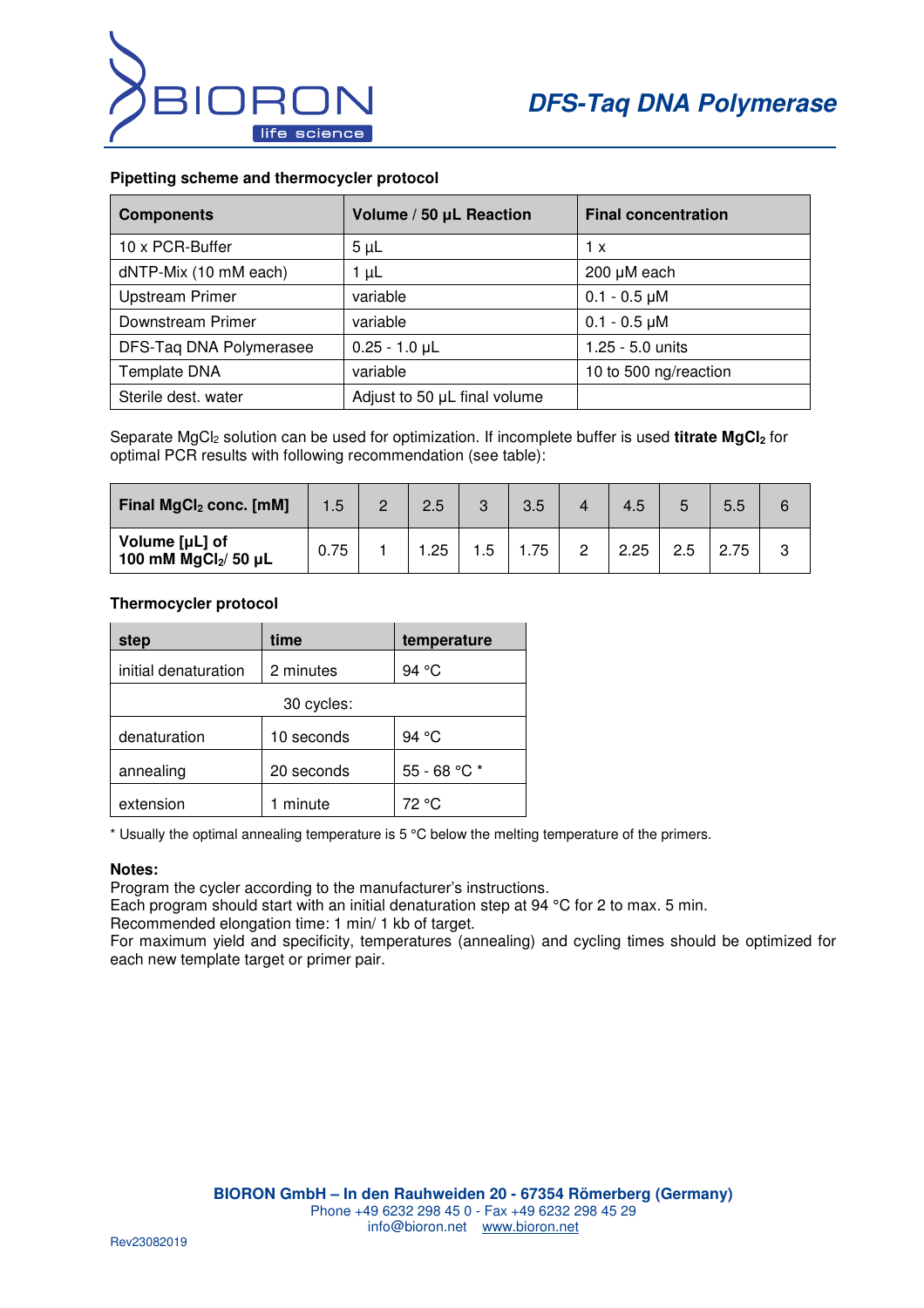## DFS-Taq DNA Polymerase

### Pipetting scheme and thermocycler protocol

| Components | Volume / 50 µL Reaction | Final concentration |
|---|---|---|
| 10 x PCR-Buffer | 5 µL | 1 x |
| dNTP-Mix (10 mM each) | 1 µL | 200 µM each |
| Upstream Primer | variable | 0.1 - 0.5 µM |
| Downstream Primer | variable | 0.1 - 0.5 µM |
| DFS-Taq DNA Polymerasee | 0.25 - 1.0 µL | 1.25 - 5.0 units |
| Template DNA | variable | 10 to 500 ng/reaction |
| Sterile dest. water | Adjust to 50 µL final volume | |

Separate $MgCl_2$ solution can be used for optimization. If incomplete buffer is used **titrate $MgCl_2$** for optimal PCR results with following recommendation (see table):

| **Final $MgCl_2$ conc. [mM]** | 1.5 | 2 | 2.5 | 3 | 3.5 | 4 | 4.5 | 5 | 5.5 | 6 |
|---|---|---|---|---|---|---|---|---|---|---|
| **Volume [µL] of 100 mM $MgCl_2$/ 50 µL** | 0.75 | 1 | 1.25 | 1.5 | 1.75 | 2 | 2.25 | 2.5 | 2.75 | 3 |

### Thermocycler protocol

| step | time | temperature |
|---|---|---|
| initial denaturation | 2 minutes | 94 °C |
| 30 cycles: | | |
| denaturation | 10 seconds | 94 °C |
| annealing | 20 seconds | 55 - 68 °C * |
| extension | 1 minute | 72 °C |

\* Usually the optimal annealing temperature is 5 °C below the melting temperature of the primers.

**Notes:**

Program the cycler according to the manufacturer's instructions.
Each program should start with an initial denaturation step at 94 °C for 2 to max. 5 min.
Recommended elongation time: 1 min/ 1 kb of target.
For maximum yield and specificity, temperatures (annealing) and cycling times should be optimized for each new template target or primer pair.

**BIORON GmbH – In den Rauhweiden 20 - 67354 Römerberg (Germany)**
Phone +49 6232 298 45 0 - Fax +49 6232 298 45 29
info@bioron.net www.bioron.net

Rev23082019